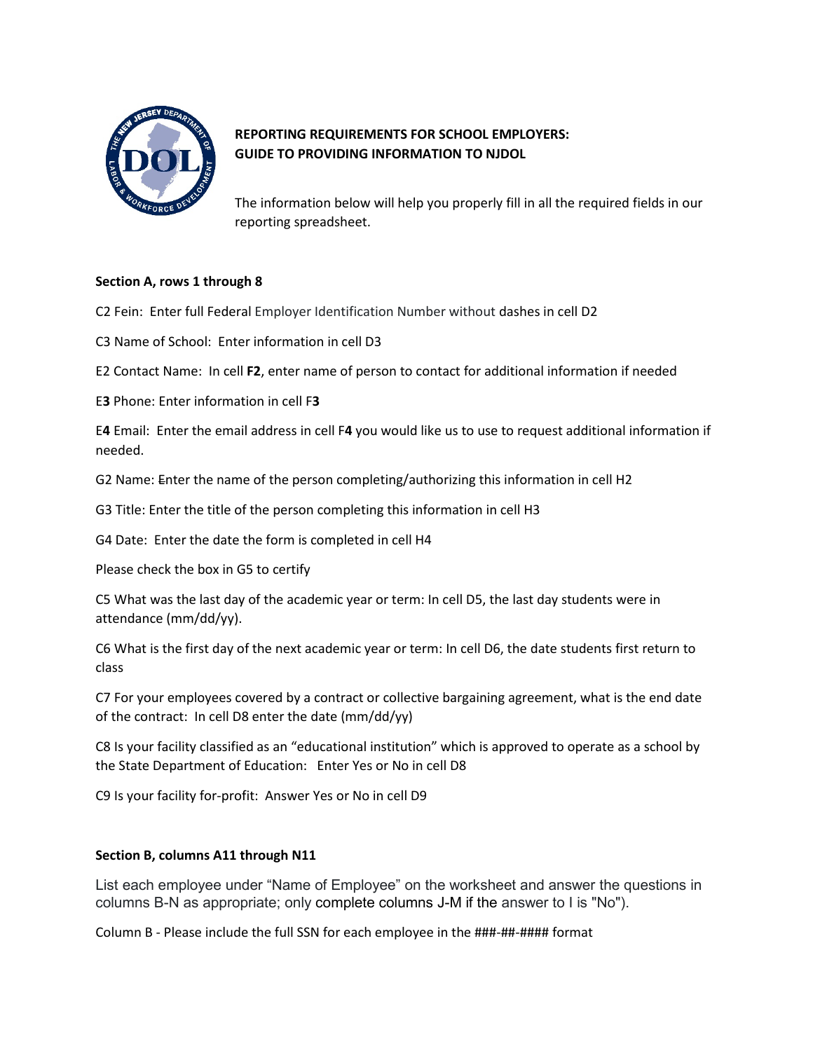## REPORTING REQUIREMENTS FOR SCHOOL EMPLOYERS: GUIDE TO PROVIDING INFORMATION TO NJDOL

The information below will help you properly fill in all the required fields in our reporting spreadsheet.

**Section A, rows 1 through 8**

C2 Fein: Enter full Federal Employer Identification Number without dashes in cell D2

C3 Name of School: Enter information in cell D3

E2 Contact Name: In cell **F2**, enter name of person to contact for additional information if needed

E**3** Phone: Enter information in cell F**3**

E**4** Email: Enter the email address in cell F**4** you would like us to use to request additional information if needed.

G2 Name: Enter the name of the person completing/authorizing this information in cell H2

G3 Title: Enter the title of the person completing this information in cell H3

G4 Date: Enter the date the form is completed in cell H4

Please check the box in G5 to certify

C5 What was the last day of the academic year or term: In cell D5, the last day students were in attendance (mm/dd/yy).

C6 What is the first day of the next academic year or term: In cell D6, the date students first return to class

C7 For your employees covered by a contract or collective bargaining agreement, what is the end date of the contract: In cell D8 enter the date (mm/dd/yy)

C8 Is your facility classified as an "educational institution" which is approved to operate as a school by the State Department of Education: Enter Yes or No in cell D8

C9 Is your facility for-profit: Answer Yes or No in cell D9

**Section B, columns A11 through N11**

List each employee under "Name of Employee" on the worksheet and answer the questions in columns B-N as appropriate; only complete columns J-M if the answer to I is "No").

Column B - Please include the full SSN for each employee in the ###-##-#### format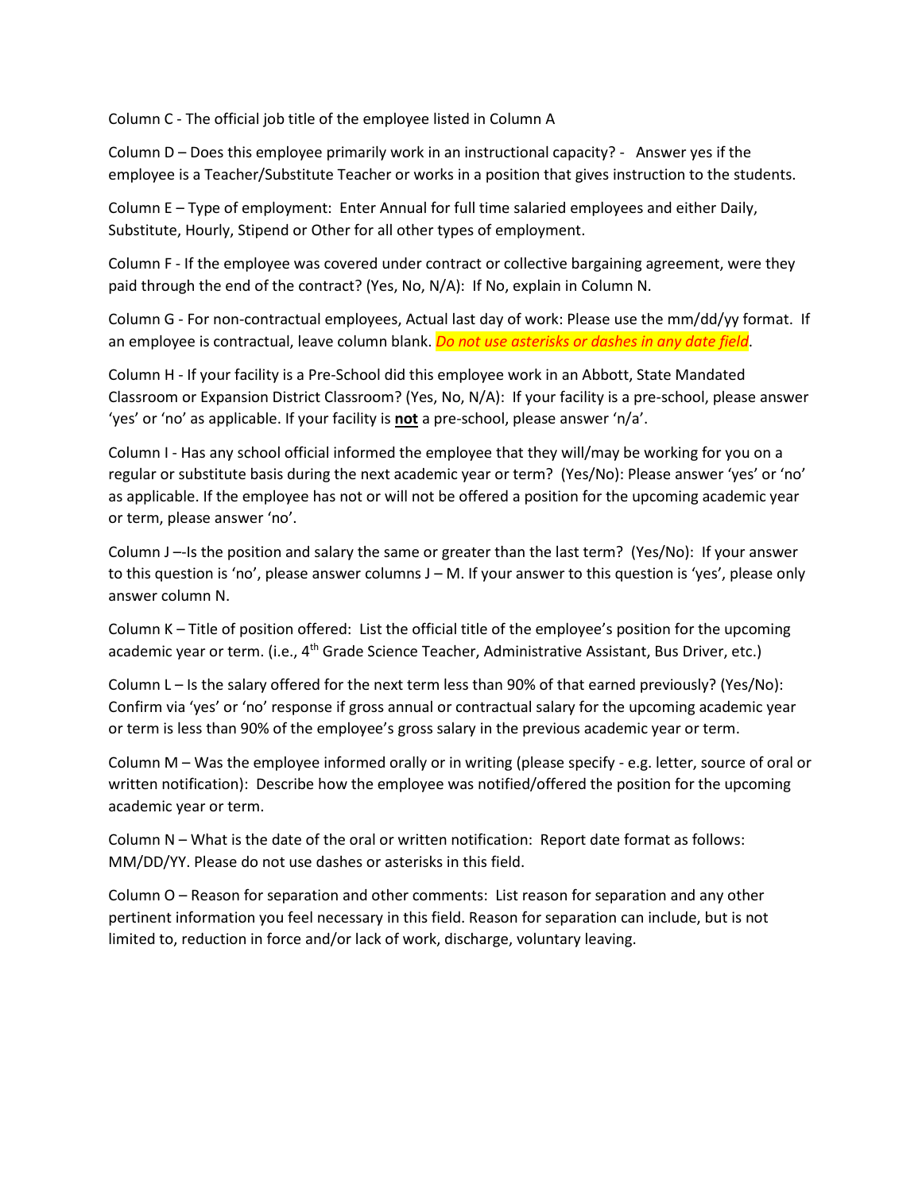Column C - The official job title of the employee listed in Column A

Column D – Does this employee primarily work in an instructional capacity? - Answer yes if the employee is a Teacher/Substitute Teacher or works in a position that gives instruction to the students.

Column E – Type of employment: Enter Annual for full time salaried employees and either Daily, Substitute, Hourly, Stipend or Other for all other types of employment.

Column F - If the employee was covered under contract or collective bargaining agreement, were they paid through the end of the contract? (Yes, No, N/A): If No, explain in Column N.

Column G - For non-contractual employees, Actual last day of work: Please use the mm/dd/yy format. If an employee is contractual, leave column blank. *Do not use asterisks or dashes in any date field*.

Column H - If your facility is a Pre-School did this employee work in an Abbott, State Mandated Classroom or Expansion District Classroom? (Yes, No, N/A): If your facility is a pre-school, please answer 'yes' or 'no' as applicable. If your facility is **not** a pre-school, please answer 'n/a'.

Column I - Has any school official informed the employee that they will/may be working for you on a regular or substitute basis during the next academic year or term? (Yes/No): Please answer 'yes' or 'no' as applicable. If the employee has not or will not be offered a position for the upcoming academic year or term, please answer 'no'.

Column J –-Is the position and salary the same or greater than the last term? (Yes/No): If your answer to this question is 'no', please answer columns J – M. If your answer to this question is 'yes', please only answer column N.

Column K – Title of position offered: List the official title of the employee's position for the upcoming academic year or term. (i.e., 4th Grade Science Teacher, Administrative Assistant, Bus Driver, etc.)

Column L – Is the salary offered for the next term less than 90% of that earned previously? (Yes/No): Confirm via 'yes' or 'no' response if gross annual or contractual salary for the upcoming academic year or term is less than 90% of the employee's gross salary in the previous academic year or term.

Column M – Was the employee informed orally or in writing (please specify - e.g. letter, source of oral or written notification): Describe how the employee was notified/offered the position for the upcoming academic year or term.

Column N – What is the date of the oral or written notification: Report date format as follows: MM/DD/YY. Please do not use dashes or asterisks in this field.

Column O – Reason for separation and other comments: List reason for separation and any other pertinent information you feel necessary in this field. Reason for separation can include, but is not limited to, reduction in force and/or lack of work, discharge, voluntary leaving.